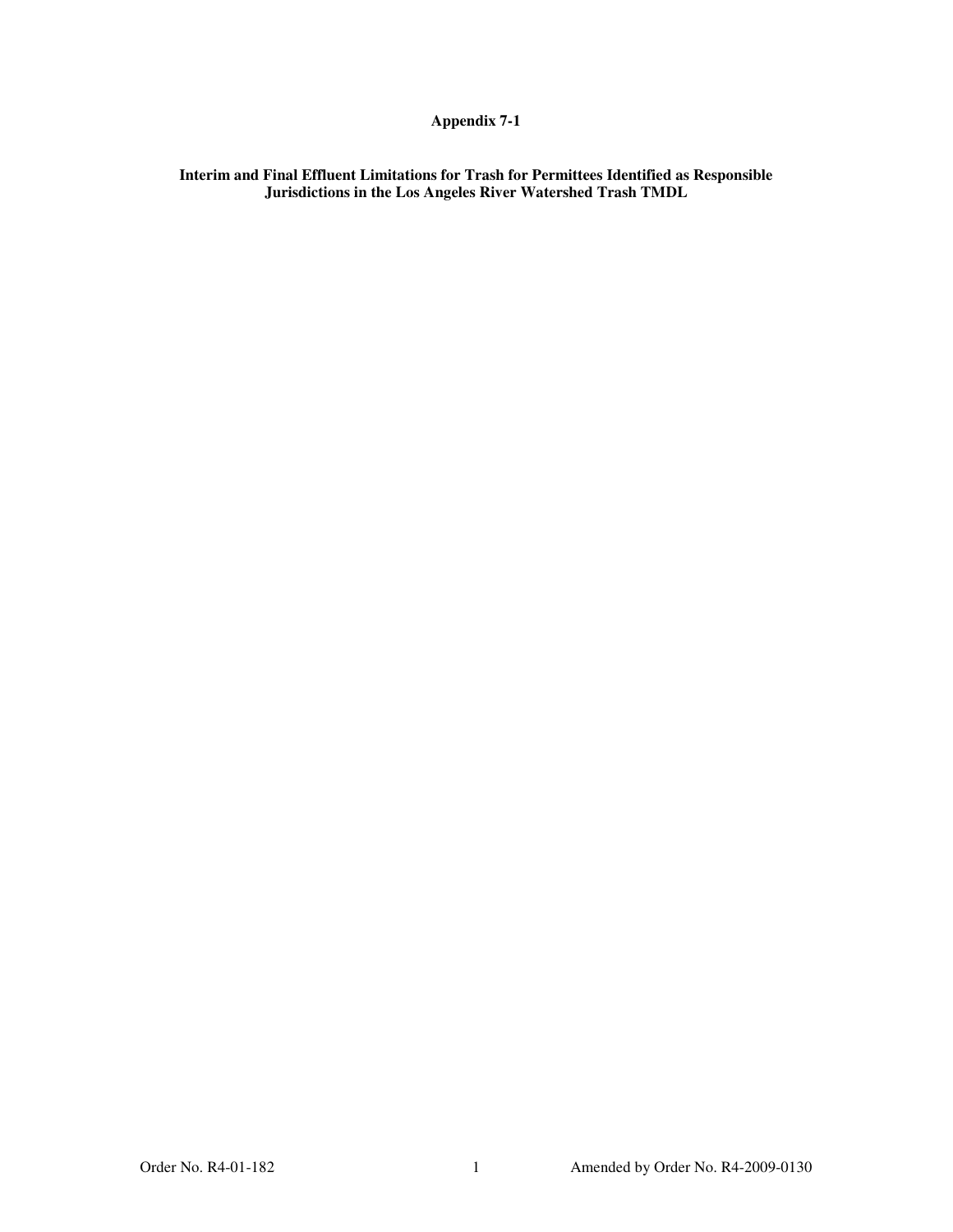# Appendix 7-1

## Interim and Final Effluent Limitations for Trash for Permittees Identified as Responsible Jurisdictions in the Los Angeles River Watershed Trash TMDL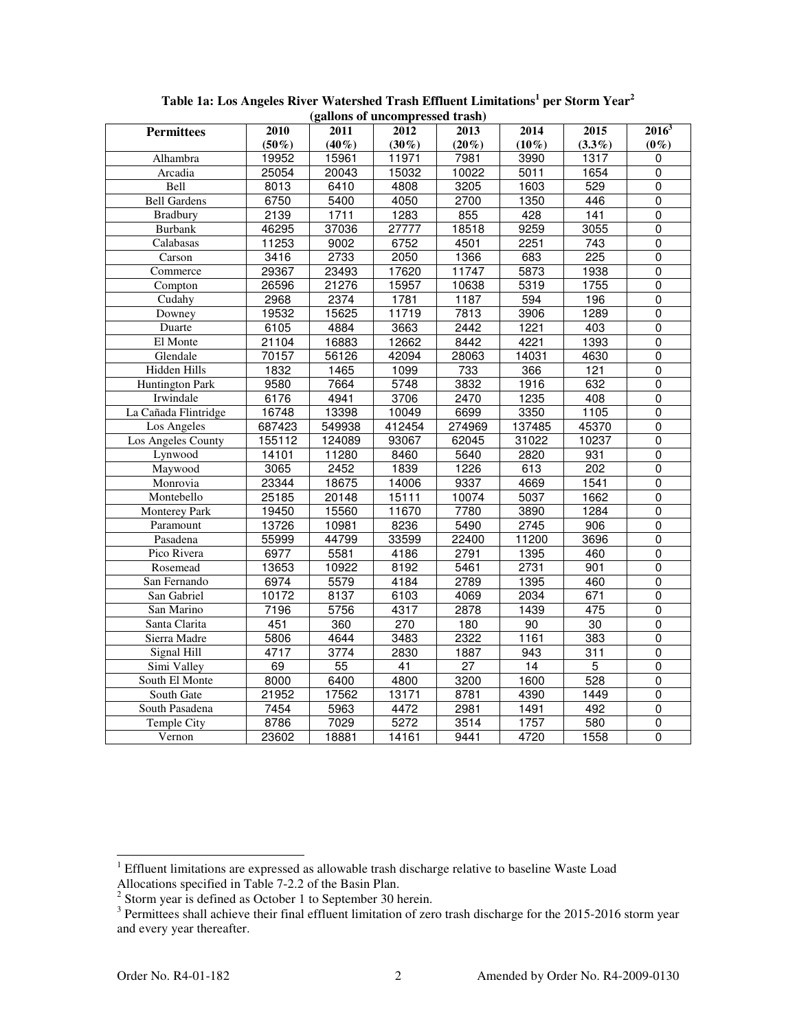**Table 1a: Los Angeles River Watershed Trash Effluent Limitations[1] per Storm Year[2] (gallons of uncompressed trash)**

| Permittees | 2010 (50%) | 2011 (40%) | 2012 (30%) | 2013 (20%) | 2014 (10%) | 2015 (3.3%) | 2016[3] (0%) |
|---|---|---|---|---|---|---|---|
| Alhambra | 19952 | 15961 | 11971 | 7981 | 3990 | 1317 | 0 |
| Arcadia | 25054 | 20043 | 15032 | 10022 | 5011 | 1654 | 0 |
| Bell | 8013 | 6410 | 4808 | 3205 | 1603 | 529 | 0 |
| Bell Gardens | 6750 | 5400 | 4050 | 2700 | 1350 | 446 | 0 |
| Bradbury | 2139 | 1711 | 1283 | 855 | 428 | 141 | 0 |
| Burbank | 46295 | 37036 | 27777 | 18518 | 9259 | 3055 | 0 |
| Calabasas | 11253 | 9002 | 6752 | 4501 | 2251 | 743 | 0 |
| Carson | 3416 | 2733 | 2050 | 1366 | 683 | 225 | 0 |
| Commerce | 29367 | 23493 | 17620 | 11747 | 5873 | 1938 | 0 |
| Compton | 26596 | 21276 | 15957 | 10638 | 5319 | 1755 | 0 |
| Cudahy | 2968 | 2374 | 1781 | 1187 | 594 | 196 | 0 |
| Downey | 19532 | 15625 | 11719 | 7813 | 3906 | 1289 | 0 |
| Duarte | 6105 | 4884 | 3663 | 2442 | 1221 | 403 | 0 |
| El Monte | 21104 | 16883 | 12662 | 8442 | 4221 | 1393 | 0 |
| Glendale | 70157 | 56126 | 42094 | 28063 | 14031 | 4630 | 0 |
| Hidden Hills | 1832 | 1465 | 1099 | 733 | 366 | 121 | 0 |
| Huntington Park | 9580 | 7664 | 5748 | 3832 | 1916 | 632 | 0 |
| Irwindale | 6176 | 4941 | 3706 | 2470 | 1235 | 408 | 0 |
| La Cañada Flintridge | 16748 | 13398 | 10049 | 6699 | 3350 | 1105 | 0 |
| Los Angeles | 687423 | 549938 | 412454 | 274969 | 137485 | 45370 | 0 |
| Los Angeles County | 155112 | 124089 | 93067 | 62045 | 31022 | 10237 | 0 |
| Lynwood | 14101 | 11280 | 8460 | 5640 | 2820 | 931 | 0 |
| Maywood | 3065 | 2452 | 1839 | 1226 | 613 | 202 | 0 |
| Monrovia | 23344 | 18675 | 14006 | 9337 | 4669 | 1541 | 0 |
| Montebello | 25185 | 20148 | 15111 | 10074 | 5037 | 1662 | 0 |
| Monterey Park | 19450 | 15560 | 11670 | 7780 | 3890 | 1284 | 0 |
| Paramount | 13726 | 10981 | 8236 | 5490 | 2745 | 906 | 0 |
| Pasadena | 55999 | 44799 | 33599 | 22400 | 11200 | 3696 | 0 |
| Pico Rivera | 6977 | 5581 | 4186 | 2791 | 1395 | 460 | 0 |
| Rosemead | 13653 | 10922 | 8192 | 5461 | 2731 | 901 | 0 |
| San Fernando | 6974 | 5579 | 4184 | 2789 | 1395 | 460 | 0 |
| San Gabriel | 10172 | 8137 | 6103 | 4069 | 2034 | 671 | 0 |
| San Marino | 7196 | 5756 | 4317 | 2878 | 1439 | 475 | 0 |
| Santa Clarita | 451 | 360 | 270 | 180 | 90 | 30 | 0 |
| Sierra Madre | 5806 | 4644 | 3483 | 2322 | 1161 | 383 | 0 |
| Signal Hill | 4717 | 3774 | 2830 | 1887 | 943 | 311 | 0 |
| Simi Valley | 69 | 55 | 41 | 27 | 14 | 5 | 0 |
| South El Monte | 8000 | 6400 | 4800 | 3200 | 1600 | 528 | 0 |
| South Gate | 21952 | 17562 | 13171 | 8781 | 4390 | 1449 | 0 |
| South Pasadena | 7454 | 5963 | 4472 | 2981 | 1491 | 492 | 0 |
| Temple City | 8786 | 7029 | 5272 | 3514 | 1757 | 580 | 0 |
| Vernon | 23602 | 18881 | 14161 | 9441 | 4720 | 1558 | 0 |

[1] Effluent limitations are expressed as allowable trash discharge relative to baseline Waste Load Allocations specified in Table 7-2.2 of the Basin Plan.

[2] Storm year is defined as October 1 to September 30 herein.

[3] Permittees shall achieve their final effluent limitation of zero trash discharge for the 2015-2016 storm year and every year thereafter.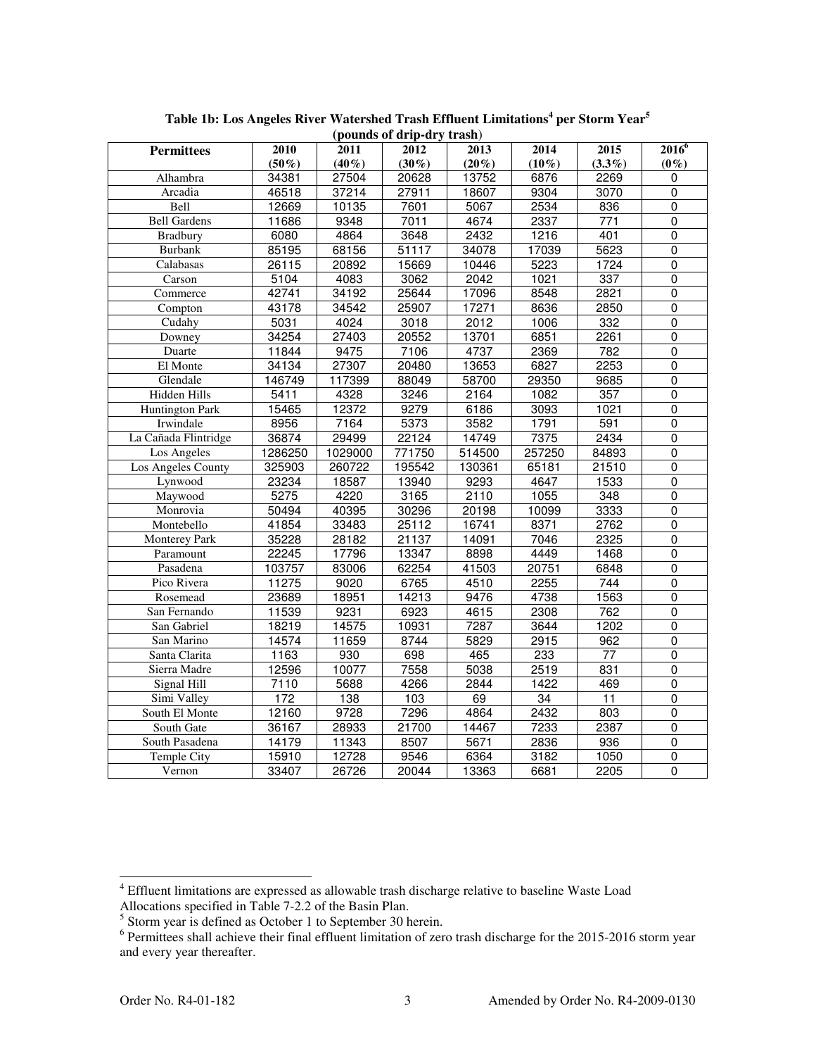**Table 1b: Los Angeles River Watershed Trash Effluent Limitations[4] per Storm Year[5] (pounds of drip-dry trash)**

| Permittees | 2010 (50%) | 2011 (40%) | 2012 (30%) | 2013 (20%) | 2014 (10%) | 2015 (3.3%) | 2016[6] (0%) |
|---|---|---|---|---|---|---|---|
| Alhambra | 34381 | 27504 | 20628 | 13752 | 6876 | 2269 | 0 |
| Arcadia | 46518 | 37214 | 27911 | 18607 | 9304 | 3070 | 0 |
| Bell | 12669 | 10135 | 7601 | 5067 | 2534 | 836 | 0 |
| Bell Gardens | 11686 | 9348 | 7011 | 4674 | 2337 | 771 | 0 |
| Bradbury | 6080 | 4864 | 3648 | 2432 | 1216 | 401 | 0 |
| Burbank | 85195 | 68156 | 51117 | 34078 | 17039 | 5623 | 0 |
| Calabasas | 26115 | 20892 | 15669 | 10446 | 5223 | 1724 | 0 |
| Carson | 5104 | 4083 | 3062 | 2042 | 1021 | 337 | 0 |
| Commerce | 42741 | 34192 | 25644 | 17096 | 8548 | 2821 | 0 |
| Compton | 43178 | 34542 | 25907 | 17271 | 8636 | 2850 | 0 |
| Cudahy | 5031 | 4024 | 3018 | 2012 | 1006 | 332 | 0 |
| Downey | 34254 | 27403 | 20552 | 13701 | 6851 | 2261 | 0 |
| Duarte | 11844 | 9475 | 7106 | 4737 | 2369 | 782 | 0 |
| El Monte | 34134 | 27307 | 20480 | 13653 | 6827 | 2253 | 0 |
| Glendale | 146749 | 117399 | 88049 | 58700 | 29350 | 9685 | 0 |
| Hidden Hills | 5411 | 4328 | 3246 | 2164 | 1082 | 357 | 0 |
| Huntington Park | 15465 | 12372 | 9279 | 6186 | 3093 | 1021 | 0 |
| Irwindale | 8956 | 7164 | 5373 | 3582 | 1791 | 591 | 0 |
| La Cañada Flintridge | 36874 | 29499 | 22124 | 14749 | 7375 | 2434 | 0 |
| Los Angeles | 1286250 | 1029000 | 771750 | 514500 | 257250 | 84893 | 0 |
| Los Angeles County | 325903 | 260722 | 195542 | 130361 | 65181 | 21510 | 0 |
| Lynwood | 23234 | 18587 | 13940 | 9293 | 4647 | 1533 | 0 |
| Maywood | 5275 | 4220 | 3165 | 2110 | 1055 | 348 | 0 |
| Monrovia | 50494 | 40395 | 30296 | 20198 | 10099 | 3333 | 0 |
| Montebello | 41854 | 33483 | 25112 | 16741 | 8371 | 2762 | 0 |
| Monterey Park | 35228 | 28182 | 21137 | 14091 | 7046 | 2325 | 0 |
| Paramount | 22245 | 17796 | 13347 | 8898 | 4449 | 1468 | 0 |
| Pasadena | 103757 | 83006 | 62254 | 41503 | 20751 | 6848 | 0 |
| Pico Rivera | 11275 | 9020 | 6765 | 4510 | 2255 | 744 | 0 |
| Rosemead | 23689 | 18951 | 14213 | 9476 | 4738 | 1563 | 0 |
| San Fernando | 11539 | 9231 | 6923 | 4615 | 2308 | 762 | 0 |
| San Gabriel | 18219 | 14575 | 10931 | 7287 | 3644 | 1202 | 0 |
| San Marino | 14574 | 11659 | 8744 | 5829 | 2915 | 962 | 0 |
| Santa Clarita | 1163 | 930 | 698 | 465 | 233 | 77 | 0 |
| Sierra Madre | 12596 | 10077 | 7558 | 5038 | 2519 | 831 | 0 |
| Signal Hill | 7110 | 5688 | 4266 | 2844 | 1422 | 469 | 0 |
| Simi Valley | 172 | 138 | 103 | 69 | 34 | 11 | 0 |
| South El Monte | 12160 | 9728 | 7296 | 4864 | 2432 | 803 | 0 |
| South Gate | 36167 | 28933 | 21700 | 14467 | 7233 | 2387 | 0 |
| South Pasadena | 14179 | 11343 | 8507 | 5671 | 2836 | 936 | 0 |
| Temple City | 15910 | 12728 | 9546 | 6364 | 3182 | 1050 | 0 |
| Vernon | 33407 | 26726 | 20044 | 13363 | 6681 | 2205 | 0 |

[4] Effluent limitations are expressed as allowable trash discharge relative to baseline Waste Load Allocations specified in Table 7-2.2 of the Basin Plan.

[5] Storm year is defined as October 1 to September 30 herein.

[6] Permittees shall achieve their final effluent limitation of zero trash discharge for the 2015-2016 storm year and every year thereafter.

Order No. R4-01-182 — Amended by Order No. R4-2009-0130